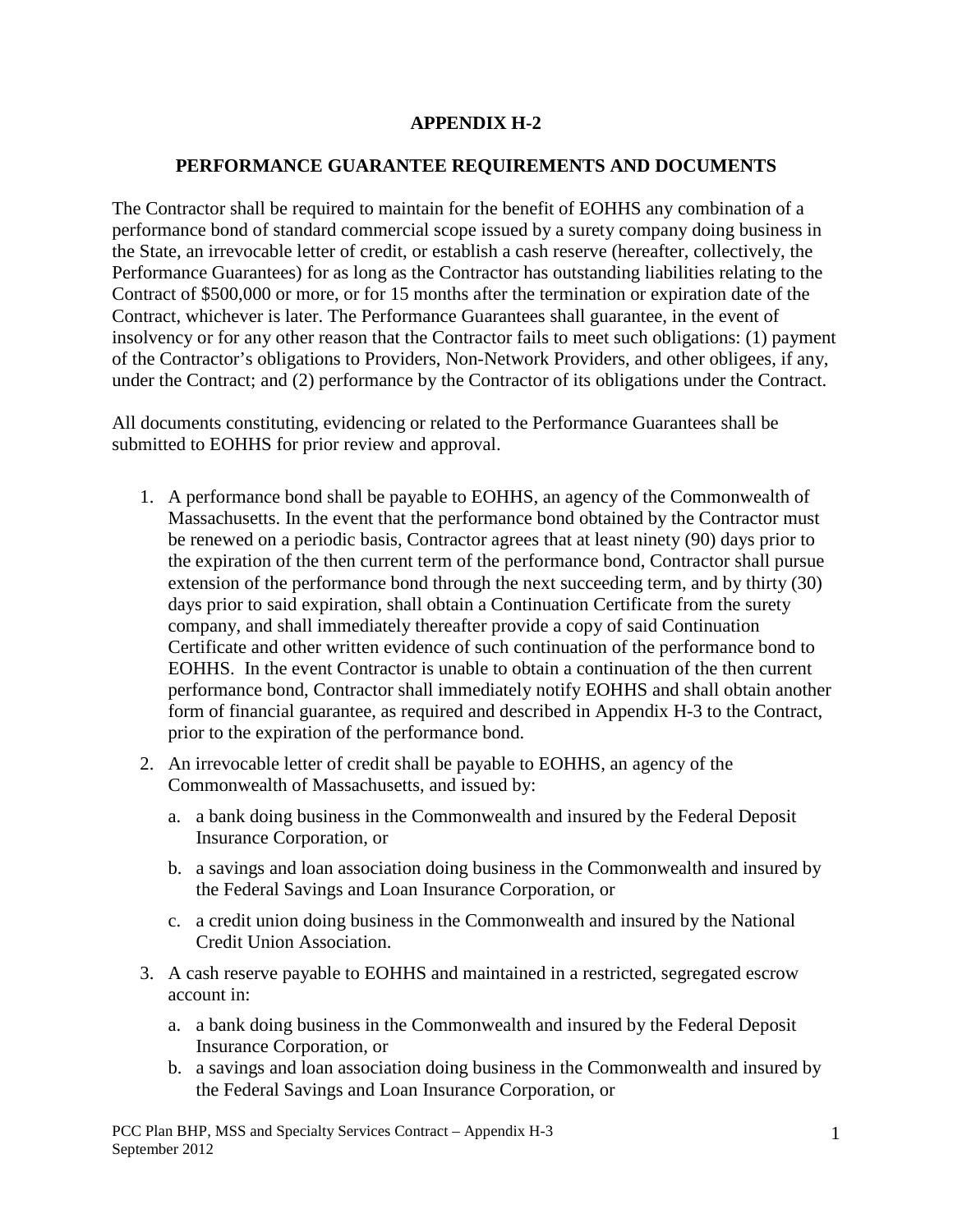# APPENDIX H-2

## PERFORMANCE GUARANTEE REQUIREMENTS AND DOCUMENTS

The Contractor shall be required to maintain for the benefit of EOHHS any combination of a performance bond of standard commercial scope issued by a surety company doing business in the State, an irrevocable letter of credit, or establish a cash reserve (hereafter, collectively, the Performance Guarantees) for as long as the Contractor has outstanding liabilities relating to the Contract of $500,000 or more, or for 15 months after the termination or expiration date of the Contract, whichever is later. The Performance Guarantees shall guarantee, in the event of insolvency or for any other reason that the Contractor fails to meet such obligations: (1) payment of the Contractor's obligations to Providers, Non-Network Providers, and other obligees, if any, under the Contract; and (2) performance by the Contractor of its obligations under the Contract.

All documents constituting, evidencing or related to the Performance Guarantees shall be submitted to EOHHS for prior review and approval.

1. A performance bond shall be payable to EOHHS, an agency of the Commonwealth of Massachusetts. In the event that the performance bond obtained by the Contractor must be renewed on a periodic basis, Contractor agrees that at least ninety (90) days prior to the expiration of the then current term of the performance bond, Contractor shall pursue extension of the performance bond through the next succeeding term, and by thirty (30) days prior to said expiration, shall obtain a Continuation Certificate from the surety company, and shall immediately thereafter provide a copy of said Continuation Certificate and other written evidence of such continuation of the performance bond to EOHHS. In the event Contractor is unable to obtain a continuation of the then current performance bond, Contractor shall immediately notify EOHHS and shall obtain another form of financial guarantee, as required and described in Appendix H-3 to the Contract, prior to the expiration of the performance bond.
2. An irrevocable letter of credit shall be payable to EOHHS, an agency of the Commonwealth of Massachusetts, and issued by:
   a. a bank doing business in the Commonwealth and insured by the Federal Deposit Insurance Corporation, or
   b. a savings and loan association doing business in the Commonwealth and insured by the Federal Savings and Loan Insurance Corporation, or
   c. a credit union doing business in the Commonwealth and insured by the National Credit Union Association.
3. A cash reserve payable to EOHHS and maintained in a restricted, segregated escrow account in:
   a. a bank doing business in the Commonwealth and insured by the Federal Deposit Insurance Corporation, or
   b. a savings and loan association doing business in the Commonwealth and insured by the Federal Savings and Loan Insurance Corporation, or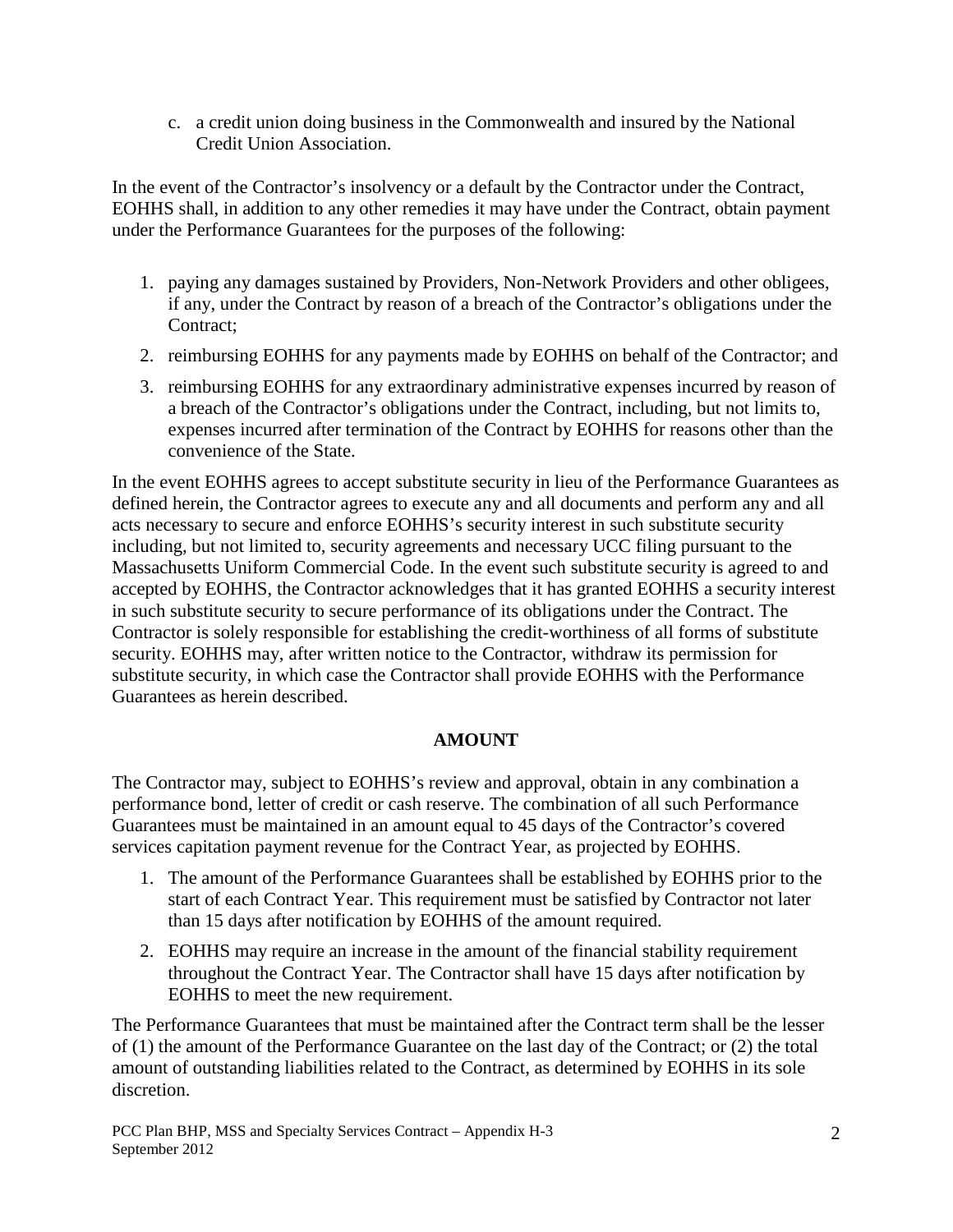c. a credit union doing business in the Commonwealth and insured by the National Credit Union Association.

In the event of the Contractor's insolvency or a default by the Contractor under the Contract, EOHHS shall, in addition to any other remedies it may have under the Contract, obtain payment under the Performance Guarantees for the purposes of the following:

1. paying any damages sustained by Providers, Non-Network Providers and other obligees, if any, under the Contract by reason of a breach of the Contractor's obligations under the Contract;
2. reimbursing EOHHS for any payments made by EOHHS on behalf of the Contractor; and
3. reimbursing EOHHS for any extraordinary administrative expenses incurred by reason of a breach of the Contractor's obligations under the Contract, including, but not limits to, expenses incurred after termination of the Contract by EOHHS for reasons other than the convenience of the State.

In the event EOHHS agrees to accept substitute security in lieu of the Performance Guarantees as defined herein, the Contractor agrees to execute any and all documents and perform any and all acts necessary to secure and enforce EOHHS's security interest in such substitute security including, but not limited to, security agreements and necessary UCC filing pursuant to the Massachusetts Uniform Commercial Code. In the event such substitute security is agreed to and accepted by EOHHS, the Contractor acknowledges that it has granted EOHHS a security interest in such substitute security to secure performance of its obligations under the Contract. The Contractor is solely responsible for establishing the credit-worthiness of all forms of substitute security. EOHHS may, after written notice to the Contractor, withdraw its permission for substitute security, in which case the Contractor shall provide EOHHS with the Performance Guarantees as herein described.

## AMOUNT

The Contractor may, subject to EOHHS's review and approval, obtain in any combination a performance bond, letter of credit or cash reserve. The combination of all such Performance Guarantees must be maintained in an amount equal to 45 days of the Contractor's covered services capitation payment revenue for the Contract Year, as projected by EOHHS.

1. The amount of the Performance Guarantees shall be established by EOHHS prior to the start of each Contract Year. This requirement must be satisfied by Contractor not later than 15 days after notification by EOHHS of the amount required.
2. EOHHS may require an increase in the amount of the financial stability requirement throughout the Contract Year. The Contractor shall have 15 days after notification by EOHHS to meet the new requirement.

The Performance Guarantees that must be maintained after the Contract term shall be the lesser of (1) the amount of the Performance Guarantee on the last day of the Contract; or (2) the total amount of outstanding liabilities related to the Contract, as determined by EOHHS in its sole discretion.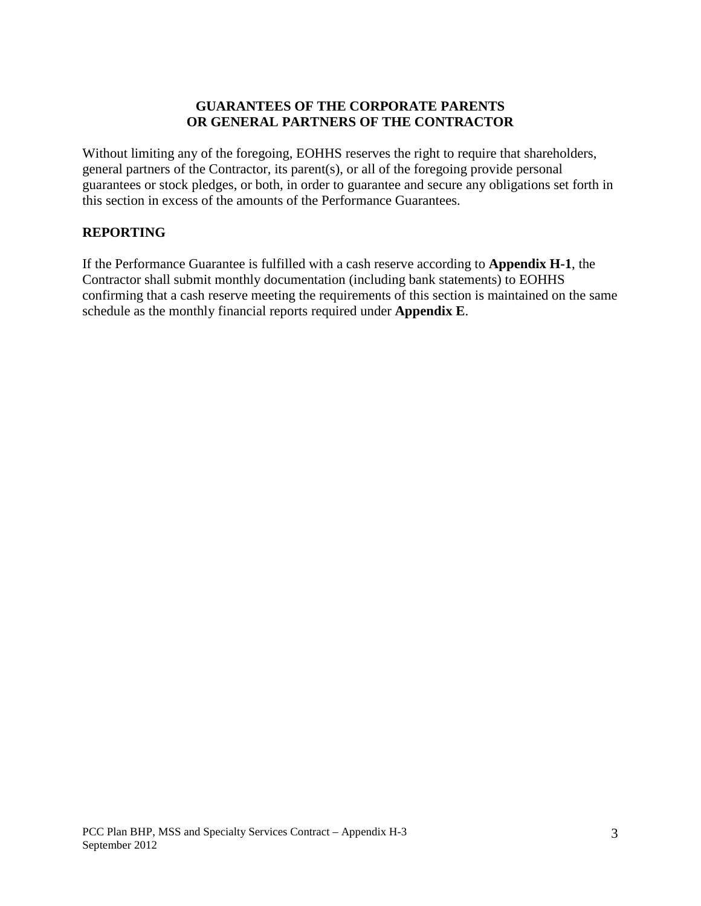## GUARANTEES OF THE CORPORATE PARENTS OR GENERAL PARTNERS OF THE CONTRACTOR

Without limiting any of the foregoing, EOHHS reserves the right to require that shareholders, general partners of the Contractor, its parent(s), or all of the foregoing provide personal guarantees or stock pledges, or both, in order to guarantee and secure any obligations set forth in this section in excess of the amounts of the Performance Guarantees.

## REPORTING

If the Performance Guarantee is fulfilled with a cash reserve according to **Appendix H-1**, the Contractor shall submit monthly documentation (including bank statements) to EOHHS confirming that a cash reserve meeting the requirements of this section is maintained on the same schedule as the monthly financial reports required under **Appendix E**.